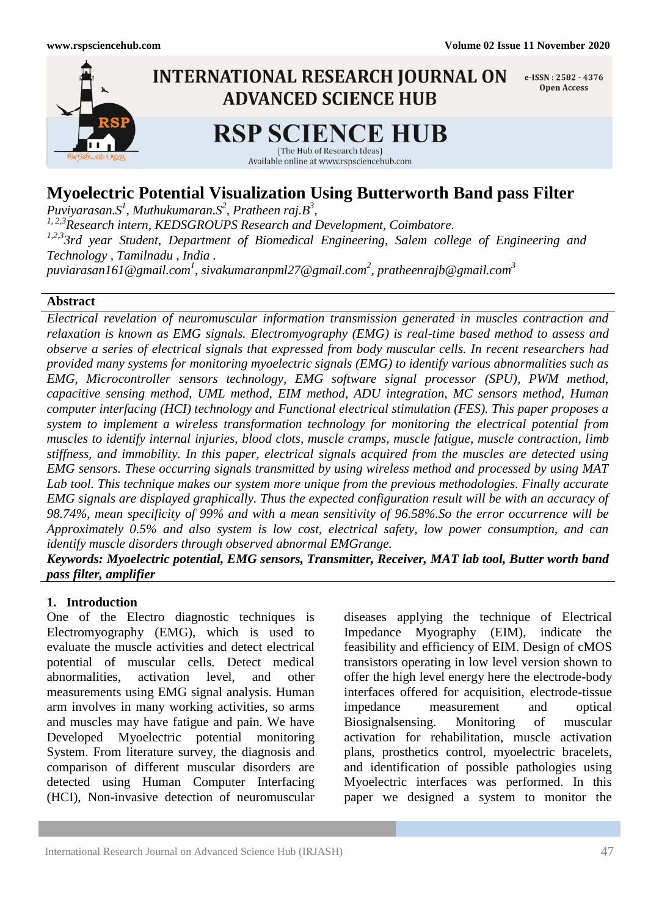# Myoelectric Potential Visualization Using Butterworth Band pass Filter

*Puviyarasan.S[1], Muthukumaran.S[2], Pratheen raj.B[3],*

*[1,2,3]Research intern, KEDSGROUPS Research and Development, Coimbatore.*

*[1,2,3]3rd year Student, Department of Biomedical Engineering, Salem college of Engineering and Technology , Tamilnadu , India .*

*puviarasan161@gmail.com[1], sivakumaranpml27@gmail.com[2], pratheenrajb@gmail.com[3]*

## Abstract

*Electrical revelation of neuromuscular information transmission generated in muscles contraction and relaxation is known as EMG signals. Electromyography (EMG) is real-time based method to assess and observe a series of electrical signals that expressed from body muscular cells. In recent researchers had provided many systems for monitoring myoelectric signals (EMG) to identify various abnormalities such as EMG, Microcontroller sensors technology, EMG software signal processor (SPU), PWM method, capacitive sensing method, UML method, EIM method, ADU integration, MC sensors method, Human computer interfacing (HCI) technology and Functional electrical stimulation (FES). This paper proposes a system to implement a wireless transformation technology for monitoring the electrical potential from muscles to identify internal injuries, blood clots, muscle cramps, muscle fatigue, muscle contraction, limb stiffness, and immobility. In this paper, electrical signals acquired from the muscles are detected using EMG sensors. These occurring signals transmitted by using wireless method and processed by using MAT Lab tool. This technique makes our system more unique from the previous methodologies. Finally accurate EMG signals are displayed graphically. Thus the expected configuration result will be with an accuracy of 98.74%, mean specificity of 99% and with a mean sensitivity of 96.58%.So the error occurrence will be Approximately 0.5% and also system is low cost, electrical safety, low power consumption, and can identify muscle disorders through observed abnormal EMGrange.*

***Keywords: Myoelectric potential, EMG sensors, Transmitter, Receiver, MAT lab tool, Butter worth band pass filter, amplifier***

## 1. Introduction

One of the Electro diagnostic techniques is Electromyography (EMG), which is used to evaluate the muscle activities and detect electrical potential of muscular cells. Detect medical abnormalities, activation level, and other measurements using EMG signal analysis. Human arm involves in many working activities, so arms and muscles may have fatigue and pain. We have Developed Myoelectric potential monitoring System. From literature survey, the diagnosis and comparison of different muscular disorders are detected using Human Computer Interfacing (HCI), Non-invasive detection of neuromuscular diseases applying the technique of Electrical Impedance Myography (EIM), indicate the feasibility and efficiency of EIM. Design of cMOS transistors operating in low level version shown to offer the high level energy here the electrode-body interfaces offered for acquisition, electrode-tissue impedance measurement and optical Biosignalsensing. Monitoring of muscular activation for rehabilitation, muscle activation plans, prosthetics control, myoelectric bracelets, and identification of possible pathologies using Myoelectric interfaces was performed. In this paper we designed a system to monitor the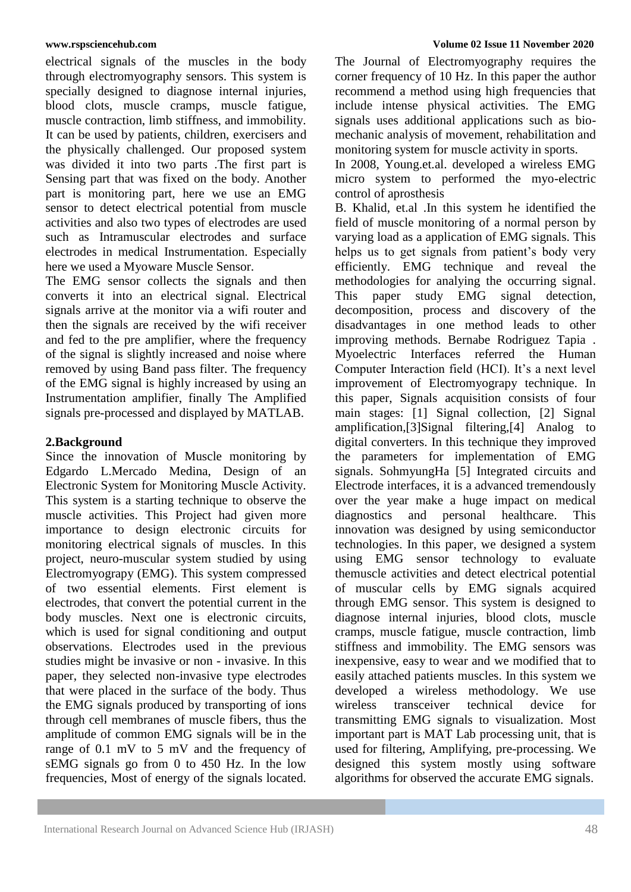electrical signals of the muscles in the body through electromyography sensors. This system is specially designed to diagnose internal injuries, blood clots, muscle cramps, muscle fatigue, muscle contraction, limb stiffness, and immobility. It can be used by patients, children, exercisers and the physically challenged. Our proposed system was divided it into two parts .The first part is Sensing part that was fixed on the body. Another part is monitoring part, here we use an EMG sensor to detect electrical potential from muscle activities and also two types of electrodes are used such as Intramuscular electrodes and surface electrodes in medical Instrumentation. Especially here we used a Myoware Muscle Sensor.

The EMG sensor collects the signals and then converts it into an electrical signal. Electrical signals arrive at the monitor via a wifi router and then the signals are received by the wifi receiver and fed to the pre amplifier, where the frequency of the signal is slightly increased and noise where removed by using Band pass filter. The frequency of the EMG signal is highly increased by using an Instrumentation amplifier, finally The Amplified signals pre-processed and displayed by MATLAB.

## 2.Background

Since the innovation of Muscle monitoring by Edgardo L.Mercado Medina, Design of an Electronic System for Monitoring Muscle Activity. This system is a starting technique to observe the muscle activities. This Project had given more importance to design electronic circuits for monitoring electrical signals of muscles. In this project, neuro-muscular system studied by using Electromyograpy (EMG). This system compressed of two essential elements. First element is electrodes, that convert the potential current in the body muscles. Next one is electronic circuits, which is used for signal conditioning and output observations. Electrodes used in the previous studies might be invasive or non - invasive. In this paper, they selected non-invasive type electrodes that were placed in the surface of the body. Thus the EMG signals produced by transporting of ions through cell membranes of muscle fibers, thus the amplitude of common EMG signals will be in the range of 0.1 mV to 5 mV and the frequency of sEMG signals go from 0 to 450 Hz. In the low frequencies, Most of energy of the signals located. The Journal of Electromyography requires the corner frequency of 10 Hz. In this paper the author recommend a method using high frequencies that include intense physical activities. The EMG signals uses additional applications such as bio-mechanic analysis of movement, rehabilitation and monitoring system for muscle activity in sports.

In 2008, Young.et.al. developed a wireless EMG micro system to performed the myo-electric control of aprosthesis

B. Khalid, et.al .In this system he identified the field of muscle monitoring of a normal person by varying load as a application of EMG signals. This helps us to get signals from patient's body very efficiently. EMG technique and reveal the methodologies for analying the occurring signal. This paper study EMG signal detection, decomposition, process and discovery of the disadvantages in one method leads to other improving methods. Bernabe Rodriguez Tapia . Myoelectric Interfaces referred the Human Computer Interaction field (HCI). It's a next level improvement of Electromyograpy technique. In this paper, Signals acquisition consists of four main stages: [1] Signal collection, [2] Signal amplification,[3]Signal filtering,[4] Analog to digital converters. In this technique they improved the parameters for implementation of EMG signals. SohmyungHa [5] Integrated circuits and Electrode interfaces, it is a advanced tremendously over the year make a huge impact on medical diagnostics and personal healthcare. This innovation was designed by using semiconductor technologies. In this paper, we designed a system using EMG sensor technology to evaluate themuscle activities and detect electrical potential of muscular cells by EMG signals acquired through EMG sensor. This system is designed to diagnose internal injuries, blood clots, muscle cramps, muscle fatigue, muscle contraction, limb stiffness and immobility. The EMG sensors was inexpensive, easy to wear and we modified that to easily attached patients muscles. In this system we developed a wireless methodology. We use wireless transceiver technical device for transmitting EMG signals to visualization. Most important part is MAT Lab processing unit, that is used for filtering, Amplifying, pre-processing. We designed this system mostly using software algorithms for observed the accurate EMG signals.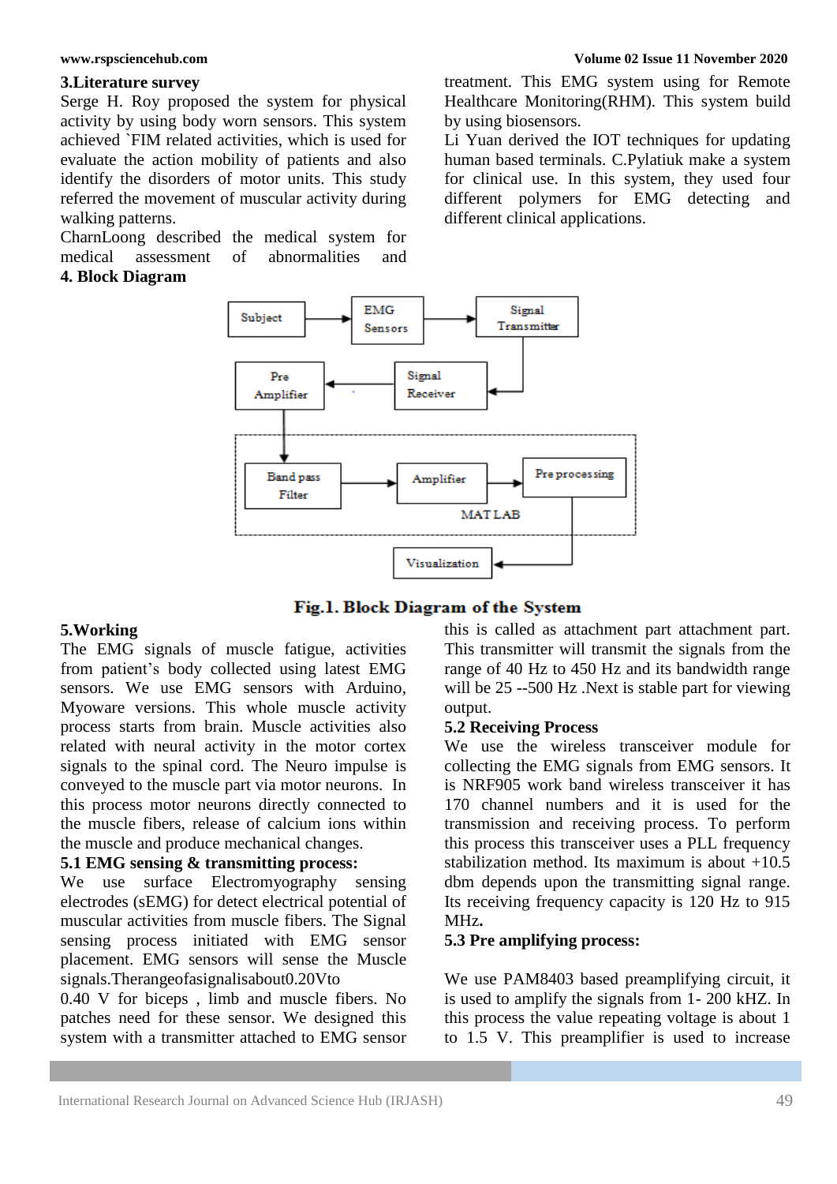## 3.Literature survey

Serge H. Roy proposed the system for physical activity by using body worn sensors. This system achieved `FIM related activities, which is used for evaluate the action mobility of patients and also identify the disorders of motor units. This study referred the movement of muscular activity during walking patterns.

CharnLoong described the medical system for medical assessment of abnormalities and treatment. This EMG system using for Remote Healthcare Monitoring(RHM). This system build by using biosensors.

Li Yuan derived the IOT techniques for updating human based terminals. C.Pylatiuk make a system for clinical use. In this system, they used four different polymers for EMG detecting and different clinical applications.

## 4. Block Diagram

Fig.1. Block Diagram of the System

## 5.Working

The EMG signals of muscle fatigue, activities from patient's body collected using latest EMG sensors. We use EMG sensors with Arduino, Myoware versions. This whole muscle activity process starts from brain. Muscle activities also related with neural activity in the motor cortex signals to the spinal cord. The Neuro impulse is conveyed to the muscle part via motor neurons. In this process motor neurons directly connected to the muscle fibers, release of calcium ions within the muscle and produce mechanical changes.

### 5.1 EMG sensing & transmitting process:

We use surface Electromyography sensing electrodes (sEMG) for detect electrical potential of muscular activities from muscle fibers. The Signal sensing process initiated with EMG sensor placement. EMG sensors will sense the Muscle signals.Therangeofasignalisabout0.20Vto 0.40 V for biceps , limb and muscle fibers. No patches need for these sensor. We designed this system with a transmitter attached to EMG sensor this is called as attachment part attachment part. This transmitter will transmit the signals from the range of 40 Hz to 450 Hz and its bandwidth range will be 25 --500 Hz .Next is stable part for viewing output.

### 5.2 Receiving Process

We use the wireless transceiver module for collecting the EMG signals from EMG sensors. It is NRF905 work band wireless transceiver it has 170 channel numbers and it is used for the transmission and receiving process. To perform this process this transceiver uses a PLL frequency stabilization method. Its maximum is about +10.5 dbm depends upon the transmitting signal range. Its receiving frequency capacity is 120 Hz to 915 MHz**.**

### 5.3 Pre amplifying process:

We use PAM8403 based preamplifying circuit, it is used to amplify the signals from 1- 200 kHZ. In this process the value repeating voltage is about 1 to 1.5 V. This preamplifier is used to increase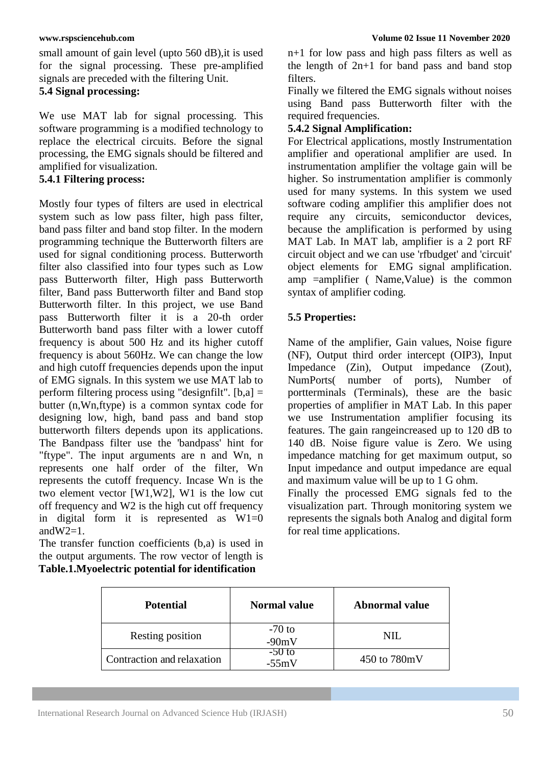small amount of gain level (upto 560 dB),it is used for the signal processing. These pre-amplified signals are preceded with the filtering Unit.

### 5.4 Signal processing:

We use MAT lab for signal processing. This software programming is a modified technology to replace the electrical circuits. Before the signal processing, the EMG signals should be filtered and amplified for visualization.

#### 5.4.1 Filtering process:

Mostly four types of filters are used in electrical system such as low pass filter, high pass filter, band pass filter and band stop filter. In the modern programming technique the Butterworth filters are used for signal conditioning process. Butterworth filter also classified into four types such as Low pass Butterworth filter, High pass Butterworth filter, Band pass Butterworth filter and Band stop Butterworth filter. In this project, we use Band pass Butterworth filter it is a 20-th order Butterworth band pass filter with a lower cutoff frequency is about 500 Hz and its higher cutoff frequency is about 560Hz. We can change the low and high cutoff frequencies depends upon the input of EMG signals. In this system we use MAT lab to perform filtering process using "designfilt". [b,a] = butter (n,Wn,ftype) is a common syntax code for designing low, high, band pass and band stop butterworth filters depends upon its applications. The Bandpass filter use the 'bandpass' hint for "ftype". The input arguments are n and Wn, n represents one half order of the filter, Wn represents the cutoff frequency. Incase Wn is the two element vector [W1,W2], W1 is the low cut off frequency and W2 is the high cut off frequency in digital form it is represented as W1=0 andW2=1.

The transfer function coefficients (b,a) is used in the output arguments. The row vector of length is n+1 for low pass and high pass filters as well as the length of 2n+1 for band pass and band stop filters.

Finally we filtered the EMG signals without noises using Band pass Butterworth filter with the required frequencies.

#### 5.4.2 Signal Amplification:

For Electrical applications, mostly Instrumentation amplifier and operational amplifier are used. In instrumentation amplifier the voltage gain will be higher. So instrumentation amplifier is commonly used for many systems. In this system we used software coding amplifier this amplifier does not require any circuits, semiconductor devices, because the amplification is performed by using MAT Lab. In MAT lab, amplifier is a 2 port RF circuit object and we can use 'rfbudget' and 'circuit' object elements for EMG signal amplification. amp =amplifier ( Name,Value) is the common syntax of amplifier coding.

### 5.5 Properties:

Name of the amplifier, Gain values, Noise figure (NF), Output third order intercept (OIP3), Input Impedance (Zin), Output impedance (Zout), NumPorts( number of ports), Number of portterminals (Terminals), these are the basic properties of amplifier in MAT Lab. In this paper we use Instrumentation amplifier focusing its features. The gain rangeincreased up to 120 dB to 140 dB. Noise figure value is Zero. We using impedance matching for get maximum output, so Input impedance and output impedance are equal and maximum value will be up to 1 G ohm.

Finally the processed EMG signals fed to the visualization part. Through monitoring system we represents the signals both Analog and digital form for real time applications.

**Table.1.Myoelectric potential for identification**

| Potential | Normal value | Abnormal value |
|---|---|---|
| Resting position | -70 to -90mV | NIL |
| Contraction and relaxation | -50 to -55mV | 450 to 780mV |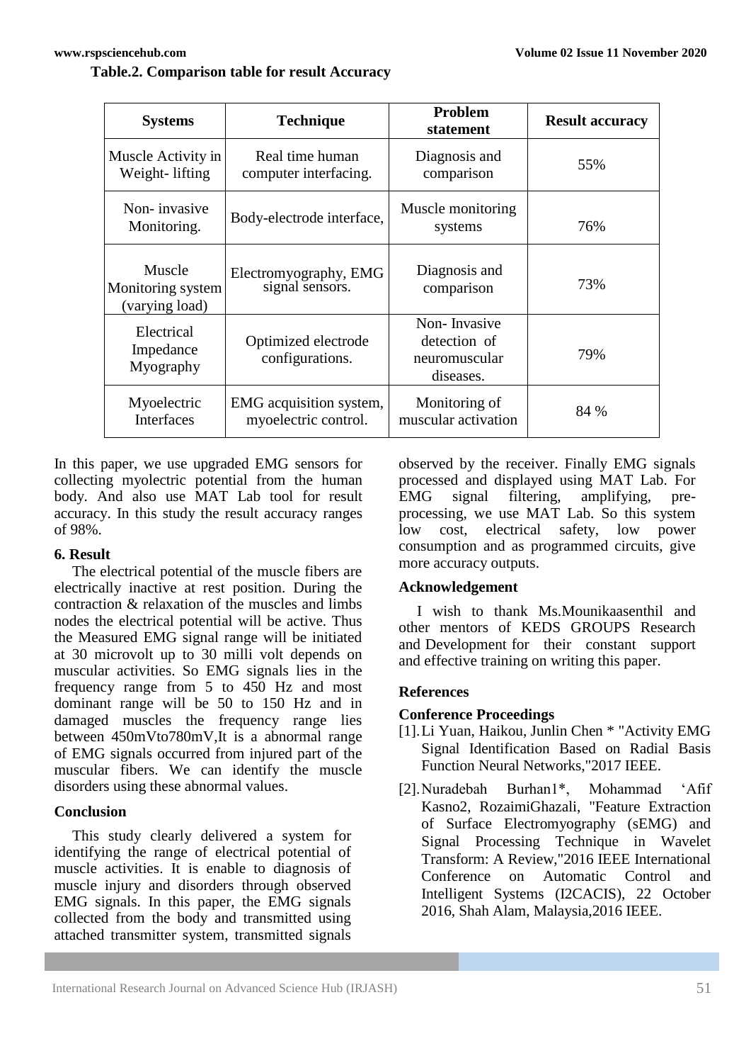**Table.2. Comparison table for result Accuracy**

| Systems | Technique | Problem statement | Result accuracy |
|---|---|---|---|
| Muscle Activity in Weight- lifting | Real time human computer interfacing. | Diagnosis and comparison | 55% |
| Non- invasive Monitoring. | Body-electrode interface, | Muscle monitoring systems | 76% |
| Muscle Monitoring system (varying load) | Electromyography, EMG signal sensors. | Diagnosis and comparison | 73% |
| Electrical Impedance Myography | Optimized electrode configurations. | Non- Invasive detection of neuromuscular diseases. | 79% |
| Myoelectric Interfaces | EMG acquisition system, myoelectric control. | Monitoring of muscular activation | 84 % |

In this paper, we use upgraded EMG sensors for collecting myolectric potential from the human body. And also use MAT Lab tool for result accuracy. In this study the result accuracy ranges of 98%.

### 6. Result

The electrical potential of the muscle fibers are electrically inactive at rest position. During the contraction & relaxation of the muscles and limbs nodes the electrical potential will be active. Thus the Measured EMG signal range will be initiated at 30 microvolt up to 30 milli volt depends on muscular activities. So EMG signals lies in the frequency range from 5 to 450 Hz and most dominant range will be 50 to 150 Hz and in damaged muscles the frequency range lies between 450mVto780mV,It is a abnormal range of EMG signals occurred from injured part of the muscular fibers. We can identify the muscle disorders using these abnormal values.

### Conclusion

This study clearly delivered a system for identifying the range of electrical potential of muscle activities. It is enable to diagnosis of muscle injury and disorders through observed EMG signals. In this paper, the EMG signals collected from the body and transmitted using attached transmitter system, transmitted signals observed by the receiver. Finally EMG signals processed and displayed using MAT Lab. For EMG signal filtering, amplifying, pre-processing, we use MAT Lab. So this system low cost, electrical safety, low power consumption and as programmed circuits, give more accuracy outputs.

### Acknowledgement

I wish to thank Ms.Mounikaasenthil and other mentors of KEDS GROUPS Research and Development for their constant support and effective training on writing this paper.

### References

**Conference Proceedings**

[1]. Li Yuan, Haikou, Junlin Chen * "Activity EMG Signal Identification Based on Radial Basis Function Neural Networks,"2017 IEEE.

[2]. Nuradebah Burhan1*, Mohammad 'Afif Kasno2, RozaimiGhazali, "Feature Extraction of Surface Electromyography (sEMG) and Signal Processing Technique in Wavelet Transform: A Review,"2016 IEEE International Conference on Automatic Control and Intelligent Systems (I2CACIS), 22 October 2016, Shah Alam, Malaysia,2016 IEEE.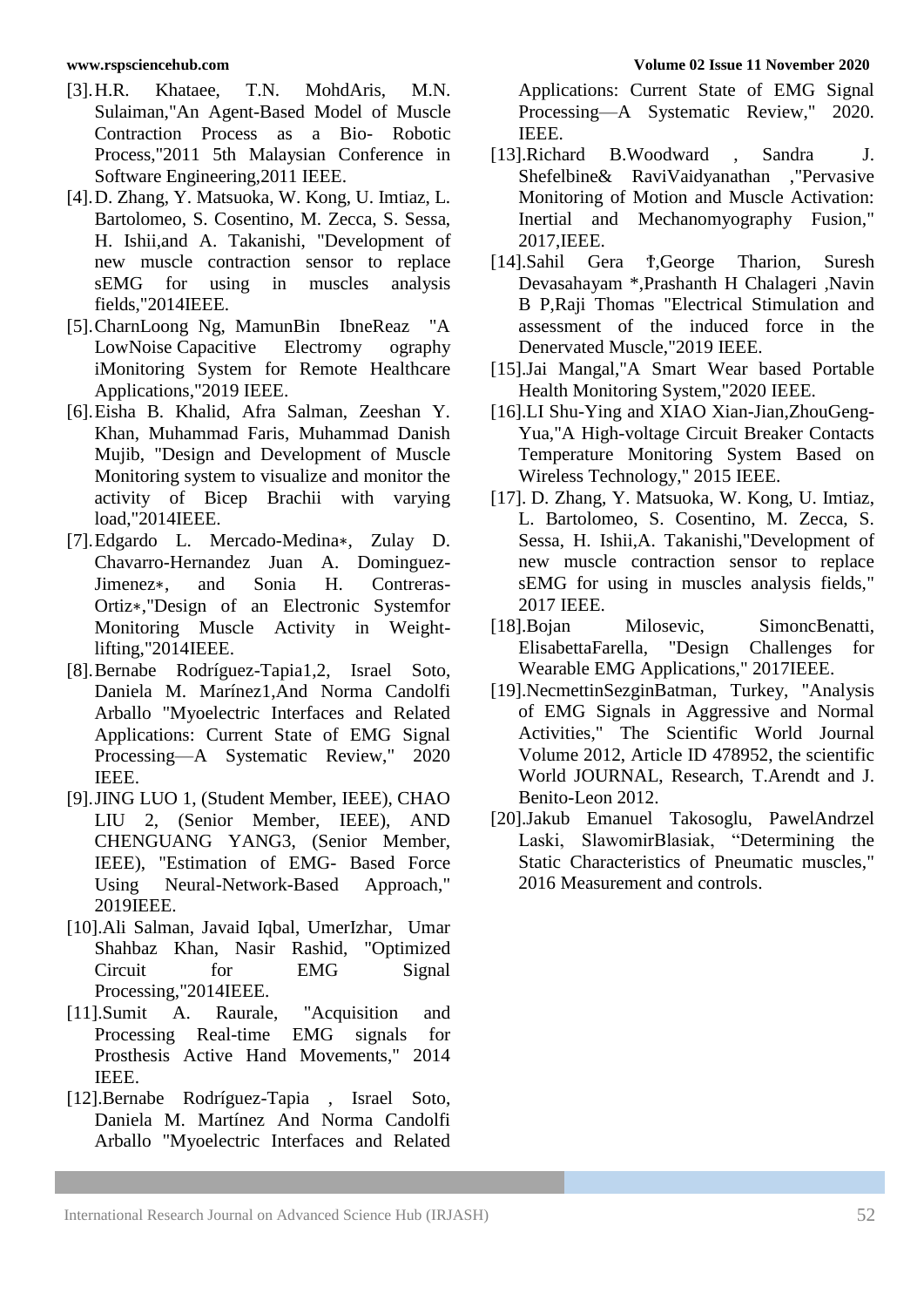[3]. H.R. Khataee, T.N. MohdAris, M.N. Sulaiman,"An Agent-Based Model of Muscle Contraction Process as a Bio- Robotic Process,"2011 5th Malaysian Conference in Software Engineering,2011 IEEE.

[4]. D. Zhang, Y. Matsuoka, W. Kong, U. Imtiaz, L. Bartolomeo, S. Cosentino, M. Zecca, S. Sessa, H. Ishii,and A. Takanishi, "Development of new muscle contraction sensor to replace sEMG for using in muscles analysis fields,"2014IEEE.

[5]. CharnLoong Ng, MamunBin IbneReaz "A LowNoise Capacitive Electromy ography iMonitoring System for Remote Healthcare Applications,"2019 IEEE.

[6]. Eisha B. Khalid, Afra Salman, Zeeshan Y. Khan, Muhammad Faris, Muhammad Danish Mujib, "Design and Development of Muscle Monitoring system to visualize and monitor the activity of Bicep Brachii with varying load,"2014IEEE.

[7]. Edgardo L. Mercado-Medina∗, Zulay D. Chavarro-Hernandez Juan A. Dominguez-Jimenez∗, and Sonia H. Contreras-Ortiz∗,"Design of an Electronic Systemfor Monitoring Muscle Activity in Weight-lifting,"2014IEEE.

[8]. Bernabe Rodríguez-Tapia1,2, Israel Soto, Daniela M. Marínez1,And Norma Candolfi Arballo "Myoelectric Interfaces and Related Applications: Current State of EMG Signal Processing—A Systematic Review," 2020 IEEE.

[9]. JING LUO 1, (Student Member, IEEE), CHAO LIU 2, (Senior Member, IEEE), AND CHENGUANG YANG3, (Senior Member, IEEE), "Estimation of EMG- Based Force Using Neural-Network-Based Approach," 2019IEEE.

[10]. Ali Salman, Javaid Iqbal, UmerIzhar, Umar Shahbaz Khan, Nasir Rashid, "Optimized Circuit for EMG Signal Processing,"2014IEEE.

[11]. Sumit A. Raurale, "Acquisition and Processing Real-time EMG signals for Prosthesis Active Hand Movements," 2014 IEEE.

[12]. Bernabe Rodríguez-Tapia , Israel Soto, Daniela M. Martínez And Norma Candolfi Arballo "Myoelectric Interfaces and Related Applications: Current State of EMG Signal Processing—A Systematic Review," 2020. IEEE.

[13]. Richard B.Woodward , Sandra J. Shefelbine& RaviVaidyanathan ,"Pervasive Monitoring of Motion and Muscle Activation: Inertial and Mechanomyography Fusion," 2017,IEEE.

[14]. Sahil Gera †,George Tharion, Suresh Devasahayam *,Prashanth H Chalageri ,Navin B P,Raji Thomas "Electrical Stimulation and assessment of the induced force in the Denervated Muscle,"2019 IEEE.

[15]. Jai Mangal,"A Smart Wear based Portable Health Monitoring System,"2020 IEEE.

[16]. LI Shu-Ying and XIAO Xian-Jian,ZhouGeng-Yua,"A High-voltage Circuit Breaker Contacts Temperature Monitoring System Based on Wireless Technology," 2015 IEEE.

[17]. D. Zhang, Y. Matsuoka, W. Kong, U. Imtiaz, L. Bartolomeo, S. Cosentino, M. Zecca, S. Sessa, H. Ishii,A. Takanishi,"Development of new muscle contraction sensor to replace sEMG for using in muscles analysis fields," 2017 IEEE.

[18]. Bojan Milosevic, SimoncBenatti, ElisabettaFarella, "Design Challenges for Wearable EMG Applications," 2017IEEE.

[19]. NecmettinSezginBatman, Turkey, "Analysis of EMG Signals in Aggressive and Normal Activities," The Scientific World Journal Volume 2012, Article ID 478952, the scientific World JOURNAL, Research, T.Arendt and J. Benito-Leon 2012.

[20]. Jakub Emanuel Takosoglu, PawelAndrzel Laski, SlawomirBlasiak, "Determining the Static Characteristics of Pneumatic muscles," 2016 Measurement and controls.